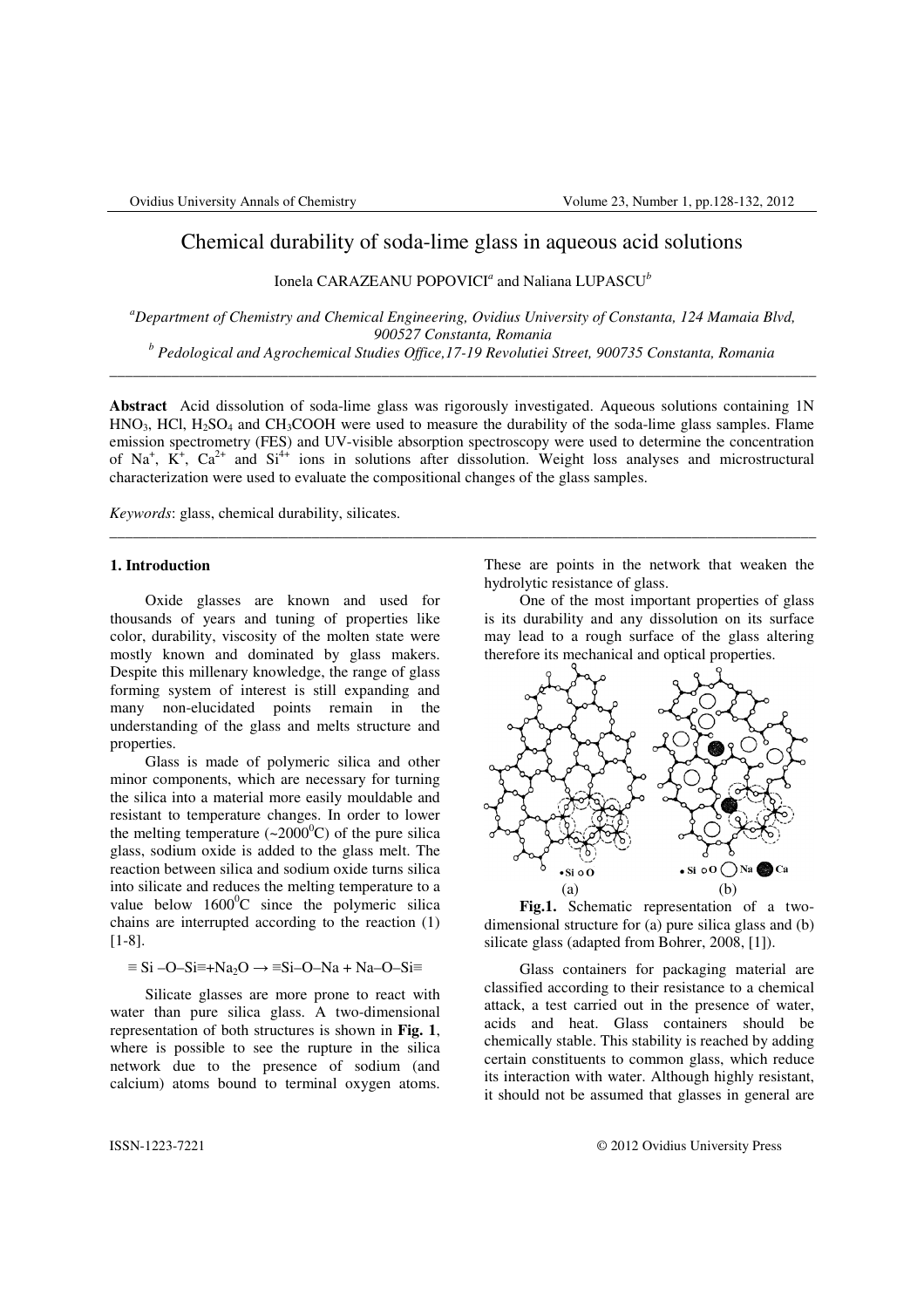# Chemical durability of soda-lime glass in aqueous acid solutions

Ionela CARAZEANU POPOVICI[a] and Naliana LUPASCU[b]

[a] *Department of Chemistry and Chemical Engineering, Ovidius University of Constanta, 124 Mamaia Blvd, 900527 Constanta, Romania*

[b] *Pedological and Agrochemical Studies Office, 17-19 Revolutiei Street, 900735 Constanta, Romania*

---

**Abstract** Acid dissolution of soda-lime glass was rigorously investigated. Aqueous solutions containing 1N $HNO_3$, HCl, $H_2SO_4$ and $CH_3COOH$ were used to measure the durability of the soda-lime glass samples. Flame emission spectrometry (FES) and UV-visible absorption spectroscopy were used to determine the concentration of $Na^+$, $K^+$, $Ca^{2+}$ and $Si^{4+}$ ions in solutions after dissolution. Weight loss analyses and microstructural characterization were used to evaluate the compositional changes of the glass samples.

*Keywords*: glass, chemical durability, silicates.

---

## 1. Introduction

Oxide glasses are known and used for thousands of years and tuning of properties like color, durability, viscosity of the molten state were mostly known and dominated by glass makers. Despite this millenary knowledge, the range of glass forming system of interest is still expanding and many non-elucidated points remain in the understanding of the glass and melts structure and properties.

Glass is made of polymeric silica and other minor components, which are necessary for turning the silica into a material more easily mouldable and resistant to temperature changes. In order to lower the melting temperature (~2000$^0$C) of the pure silica glass, sodium oxide is added to the glass melt. The reaction between silica and sodium oxide turns silica into silicate and reduces the melting temperature to a value below 1600$^0$C since the polymeric silica chains are interrupted according to the reaction (1) [1-8].

$$\equiv Si–O–Si\equiv + Na_2O \rightarrow \equiv Si–O–Na + Na–O–Si\equiv$$

Silicate glasses are more prone to react with water than pure silica glass. A two-dimensional representation of both structures is shown in **Fig. 1**, where is possible to see the rupture in the silica network due to the presence of sodium (and calcium) atoms bound to terminal oxygen atoms. These are points in the network that weaken the hydrolytic resistance of glass.

One of the most important properties of glass is its durability and any dissolution on its surface may lead to a rough surface of the glass altering therefore its mechanical and optical properties.

**Fig.1.** Schematic representation of a two-dimensional structure for (a) pure silica glass and (b) silicate glass (adapted from Bohrer, 2008, [1]).

Glass containers for packaging material are classified according to their resistance to a chemical attack, a test carried out in the presence of water, acids and heat. Glass containers should be chemically stable. This stability is reached by adding certain constituents to common glass, which reduce its interaction with water. Although highly resistant, it should not be assumed that glasses in general are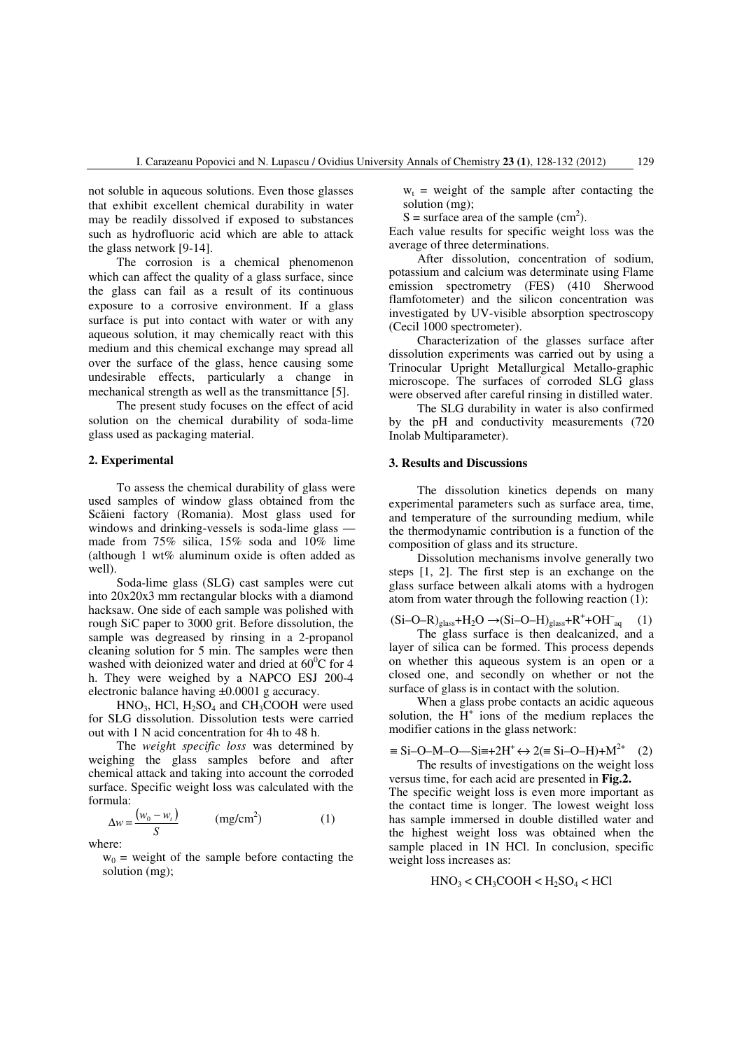not soluble in aqueous solutions. Even those glasses that exhibit excellent chemical durability in water may be readily dissolved if exposed to substances such as hydrofluoric acid which are able to attack the glass network [9-14].

The corrosion is a chemical phenomenon which can affect the quality of a glass surface, since the glass can fail as a result of its continuous exposure to a corrosive environment. If a glass surface is put into contact with water or with any aqueous solution, it may chemically react with this medium and this chemical exchange may spread all over the surface of the glass, hence causing some undesirable effects, particularly a change in mechanical strength as well as the transmittance [5].

The present study focuses on the effect of acid solution on the chemical durability of soda-lime glass used as packaging material.

## 2. Experimental

To assess the chemical durability of glass were used samples of window glass obtained from the Scăieni factory (Romania). Most glass used for windows and drinking-vessels is soda-lime glass — made from 75% silica, 15% soda and 10% lime (although 1 wt% aluminum oxide is often added as well).

Soda-lime glass (SLG) cast samples were cut into 20x20x3 mm rectangular blocks with a diamond hacksaw. One side of each sample was polished with rough SiC paper to 3000 grit. Before dissolution, the sample was degreased by rinsing in a 2-propanol cleaning solution for 5 min. The samples were then washed with deionized water and dried at $60^0$C for 4 h. They were weighed by a NAPCO ESJ 200-4 electronic balance having ±0.0001 g accuracy.

$HNO_3$, HCl, $H_2SO_4$ and $CH_3COOH$ were used for SLG dissolution. Dissolution tests were carried out with 1 N acid concentration for 4h to 48 h.

The *weight specific loss* was determined by weighing the glass samples before and after chemical attack and taking into account the corroded surface. Specific weight loss was calculated with the formula:

$$\Delta w = \frac{(w_0 - w_t)}{S} \qquad (\text{mg/cm}^2) \qquad (1)$$

where:

$w_0$ = weight of the sample before contacting the solution (mg);

$w_t$ = weight of the sample after contacting the solution (mg);

S = surface area of the sample (cm$^2$).

Each value results for specific weight loss was the average of three determinations.

After dissolution, concentration of sodium, potassium and calcium was determinate using Flame emission spectrometry (FES) (410 Sherwood flamfotometer) and the silicon concentration was investigated by UV-visible absorption spectroscopy (Cecil 1000 spectrometer).

Characterization of the glasses surface after dissolution experiments was carried out by using a Trinocular Upright Metallurgical Metallo-graphic microscope. The surfaces of corroded SLG glass were observed after careful rinsing in distilled water.

The SLG durability in water is also confirmed by the pH and conductivity measurements (720 Inolab Multiparameter).

## 3. Results and Discussions

The dissolution kinetics depends on many experimental parameters such as surface area, time, and temperature of the surrounding medium, while the thermodynamic contribution is a function of the composition of glass and its structure.

Dissolution mechanisms involve generally two steps [1, 2]. The first step is an exchange on the glass surface between alkali atoms with a hydrogen atom from water through the following reaction (1):

$$(Si{-}O{-}R)_{glass} + H_2O \rightarrow (Si{-}O{-}H)_{glass} + R^+ + OH^-_{aq} \qquad (1)$$

The glass surface is then dealcanized, and a layer of silica can be formed. This process depends on whether this aqueous system is an open or a closed one, and secondly on whether or not the surface of glass is in contact with the solution.

When a glass probe contacts an acidic aqueous solution, the $H^+$ ions of the medium replaces the modifier cations in the glass network:

$$\equiv Si{-}O{-}M{-}O{-}Si\equiv + 2H^+ \leftrightarrow 2(\equiv Si{-}O{-}H) + M^{2+} \qquad (2)$$

The results of investigations on the weight loss versus time, for each acid are presented in **Fig.2.**

The specific weight loss is even more important as the contact time is longer. The lowest weight loss has sample immersed in double distilled water and the highest weight loss was obtained when the sample placed in 1N HCl. In conclusion, specific weight loss increases as:

$$HNO_3 < CH_3COOH < H_2SO_4 < HCl$$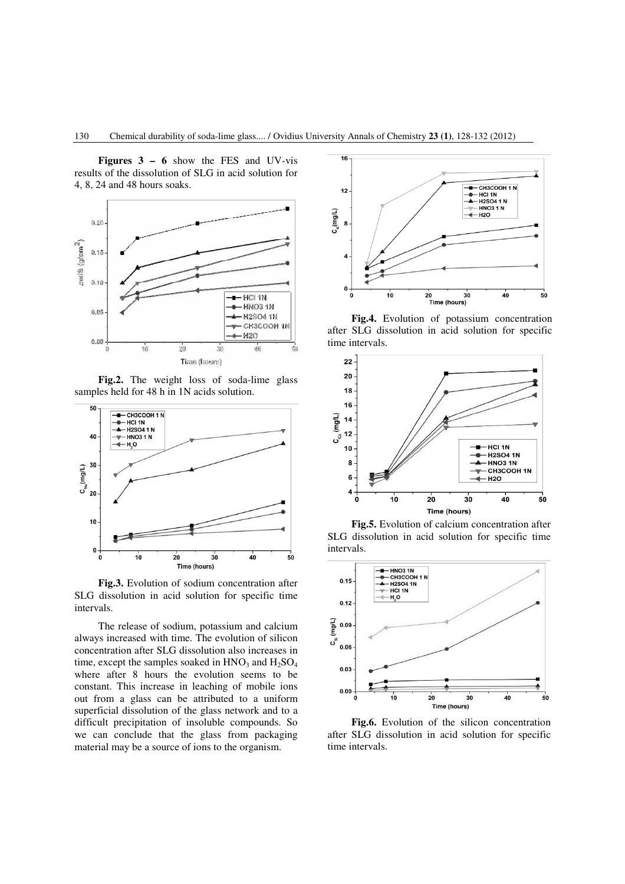**Figures 3 – 6** show the FES and UV-vis results of the dissolution of SLG in acid solution for 4, 8, 24 and 48 hours soaks.

**Fig.2.** The weight loss of soda-lime glass samples held for 48 h in 1N acids solution.

**Fig.3.** Evolution of sodium concentration after SLG dissolution in acid solution for specific time intervals.

The release of sodium, potassium and calcium always increased with time. The evolution of silicon concentration after SLG dissolution also increases in time, except the samples soaked in $HNO_3$ and $H_2SO_4$ where after 8 hours the evolution seems to be constant. This increase in leaching of mobile ions out from a glass can be attributed to a uniform superficial dissolution of the glass network and to a difficult precipitation of insoluble compounds. So we can conclude that the glass from packaging material may be a source of ions to the organism.

**Fig.4.** Evolution of potassium concentration after SLG dissolution in acid solution for specific time intervals.

**Fig.5.** Evolution of calcium concentration after SLG dissolution in acid solution for specific time intervals.

**Fig.6.** Evolution of the silicon concentration after SLG dissolution in acid solution for specific time intervals.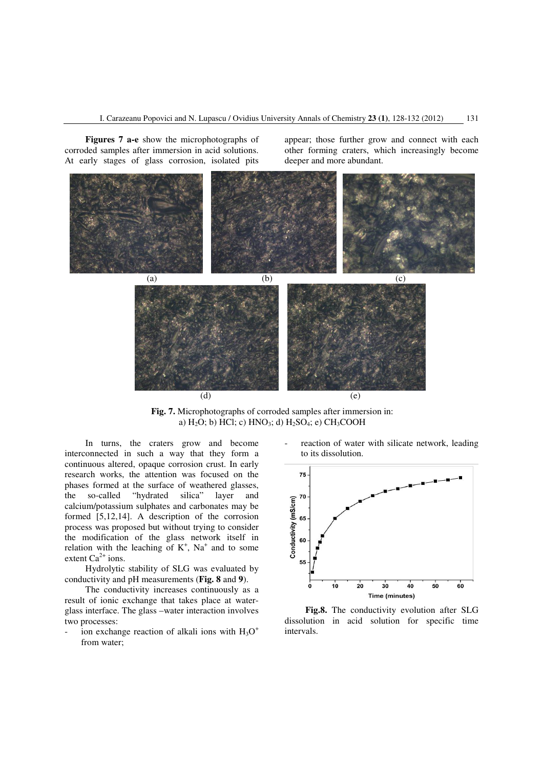**Figures 7 a-e** show the microphotographs of corroded samples after immersion in acid solutions. At early stages of glass corrosion, isolated pits appear; those further grow and connect with each other forming craters, which increasingly become deeper and more abundant.

(a) (b) (c)

(d) (e)

**Fig. 7.** Microphotographs of corroded samples after immersion in: a) $H_2O$; b) HCl; c) $HNO_3$; d) $H_2SO_4$; e) $CH_3COOH$

In turns, the craters grow and become interconnected in such a way that they form a continuous altered, opaque corrosion crust. In early research works, the attention was focused on the phases formed at the surface of weathered glasses, the so-called "hydrated silica" layer and calcium/potassium sulphates and carbonates may be formed [5,12,14]. A description of the corrosion process was proposed but without trying to consider the modification of the glass network itself in relation with the leaching of $K^+$, $Na^+$ and to some extent $Ca^{2+}$ ions.

Hydrolytic stability of SLG was evaluated by conductivity and pH measurements (**Fig. 8** and **9**).

The conductivity increases continuously as a result of ionic exchange that takes place at water-glass interface. The glass –water interaction involves two processes:

- ion exchange reaction of alkali ions with $H_3O^+$ from water;
- reaction of water with silicate network, leading to its dissolution.

**Fig.8.** The conductivity evolution after SLG dissolution in acid solution for specific time intervals.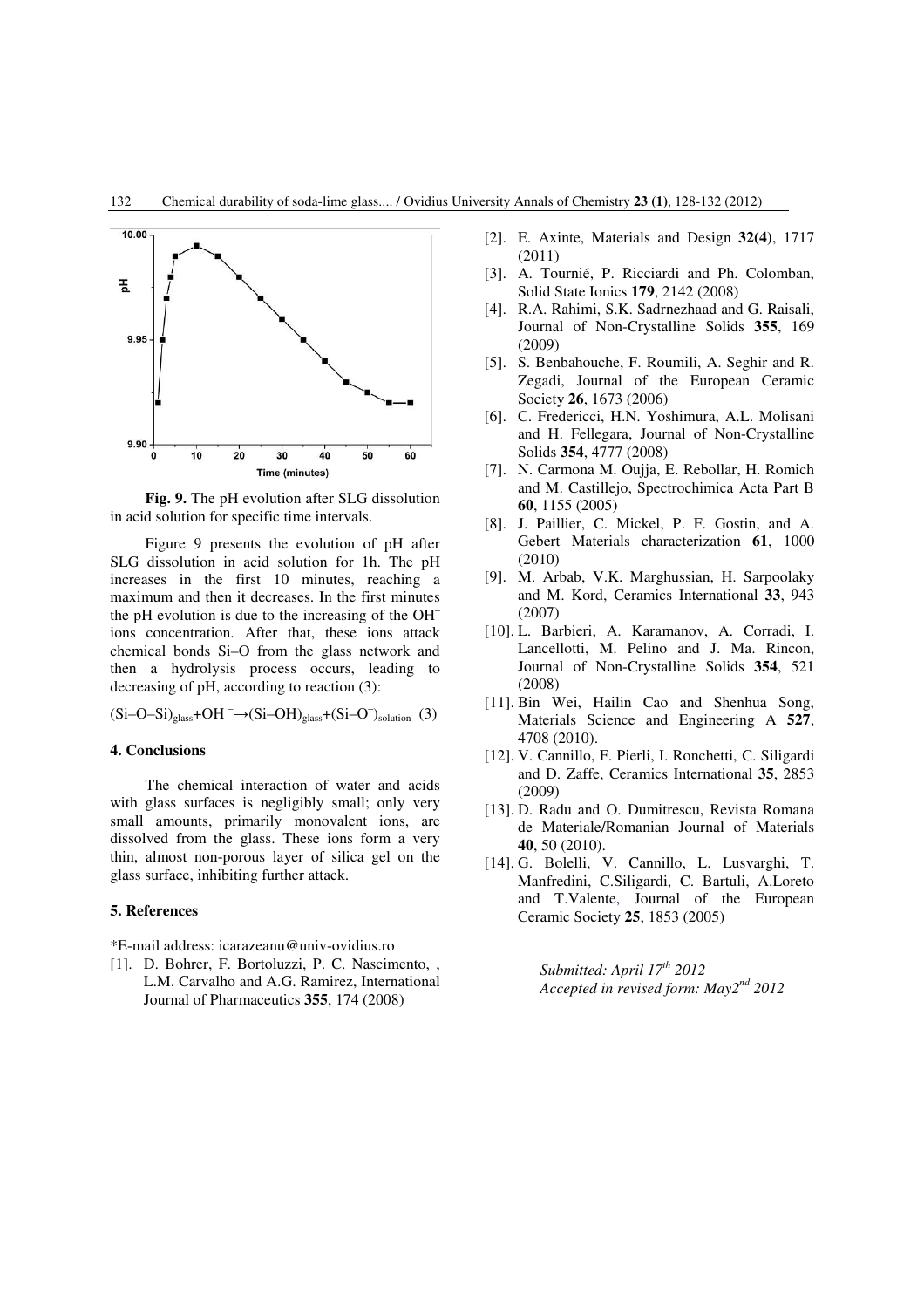10.00

pH

9.95

9.90

0 10 20 30 40 50 60

Time (minutes)

**Fig. 9.** The pH evolution after SLG dissolution in acid solution for specific time intervals.

Figure 9 presents the evolution of pH after SLG dissolution in acid solution for 1h. The pH increases in the first 10 minutes, reaching a maximum and then it decreases. In the first minutes the pH evolution is due to the increasing of the $OH^-$ ions concentration. After that, these ions attack chemical bonds Si–O from the glass network and then a hydrolysis process occurs, leading to decreasing of pH, according to reaction (3):

$$(Si{-}O{-}Si)_{glass} + OH^- \rightarrow (Si{-}OH)_{glass} + (Si{-}O^-)_{solution} \quad (3)$$

#### 4. Conclusions

The chemical interaction of water and acids with glass surfaces is negligibly small; only very small amounts, primarily monovalent ions, are dissolved from the glass. These ions form a very thin, almost non-porous layer of silica gel on the glass surface, inhibiting further attack.

#### 5. References

*E-mail address: icarazeanu@univ-ovidius.ro

[1]. D. Bohrer, F. Bortoluzzi, P. C. Nascimento, , L.M. Carvalho and A.G. Ramirez, International Journal of Pharmaceutics **355**, 174 (2008)

[2]. E. Axinte, Materials and Design **32(4)**, 1717 (2011)

[3]. A. Tournié, P. Ricciardi and Ph. Colomban, Solid State Ionics **179**, 2142 (2008)

[4]. R.A. Rahimi, S.K. Sadrnezhaad and G. Raisali, Journal of Non-Crystalline Solids **355**, 169 (2009)

[5]. S. Benbahouche, F. Roumili, A. Seghir and R. Zegadi, Journal of the European Ceramic Society **26**, 1673 (2006)

[6]. C. Fredericci, H.N. Yoshimura, A.L. Molisani and H. Fellegara, Journal of Non-Crystalline Solids **354**, 4777 (2008)

[7]. N. Carmona M. Oujja, E. Rebollar, H. Romich and M. Castillejo, Spectrochimica Acta Part B **60**, 1155 (2005)

[8]. J. Paillier, C. Mickel, P. F. Gostin, and A. Gebert Materials characterization **61**, 1000 (2010)

[9]. M. Arbab, V.K. Marghussian, H. Sarpoolaky and M. Kord, Ceramics International **33**, 943 (2007)

[10]. L. Barbieri, A. Karamanov, A. Corradi, I. Lancellotti, M. Pelino and J. Ma. Rincon, Journal of Non-Crystalline Solids **354**, 521 (2008)

[11]. Bin Wei, Hailin Cao and Shenhua Song, Materials Science and Engineering A **527**, 4708 (2010).

[12]. V. Cannillo, F. Pierli, I. Ronchetti, C. Siligardi and D. Zaffe, Ceramics International **35**, 2853 (2009)

[13]. D. Radu and O. Dumitrescu, Revista Romana de Materiale/Romanian Journal of Materials **40**, 50 (2010).

[14]. G. Bolelli, V. Cannillo, L. Lusvarghi, T. Manfredini, C.Siligardi, C. Bartuli, A.Loreto and T.Valente, Journal of the European Ceramic Society **25**, 1853 (2005)

*Submitted: April 17th 2012*
*Accepted in revised form: May2nd 2012*